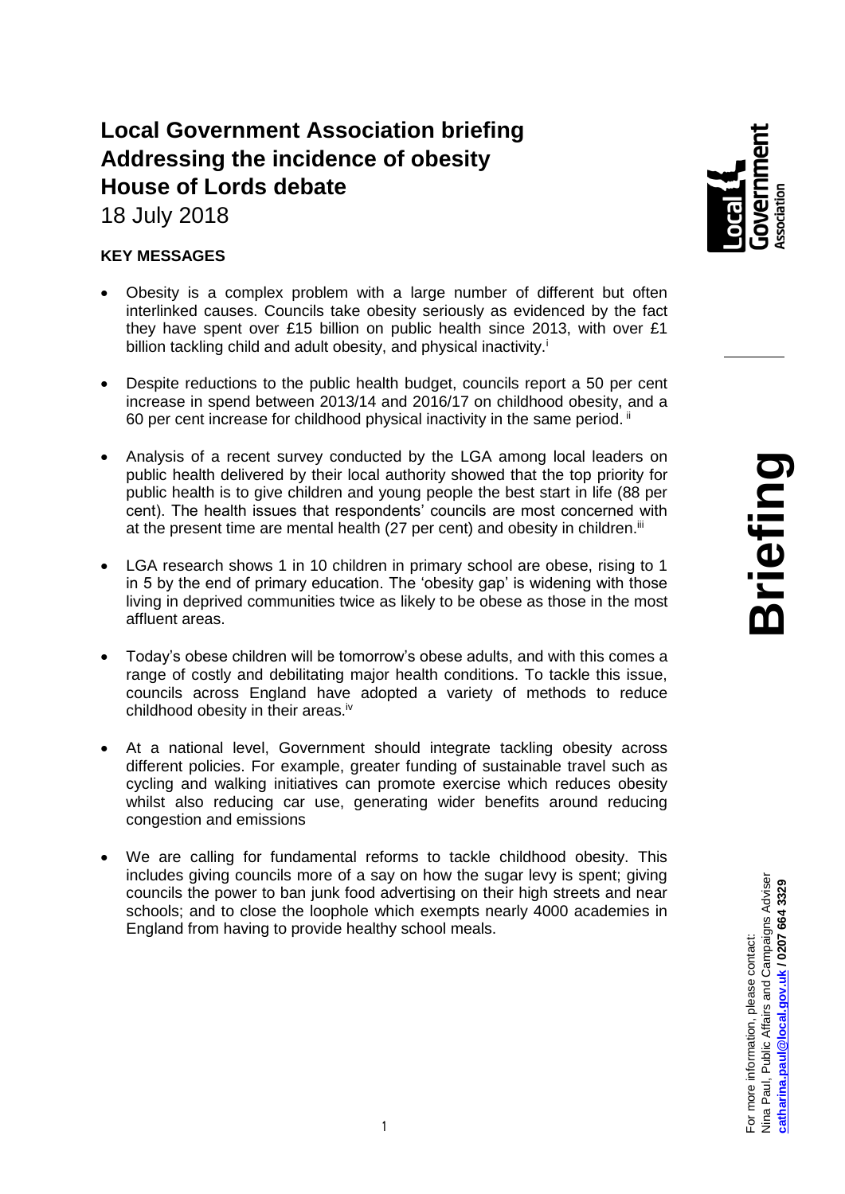# Local Government Association briefing
# Addressing the incidence of obesity
# House of Lords debate

18 July 2018

**KEY MESSAGES**

- Obesity is a complex problem with a large number of different but often interlinked causes. Councils take obesity seriously as evidenced by the fact they have spent over £15 billion on public health since 2013, with over £1 billion tackling child and adult obesity, and physical inactivity.[i]

- Despite reductions to the public health budget, councils report a 50 per cent increase in spend between 2013/14 and 2016/17 on childhood obesity, and a 60 per cent increase for childhood physical inactivity in the same period.[ii]

- Analysis of a recent survey conducted by the LGA among local leaders on public health delivered by their local authority showed that the top priority for public health is to give children and young people the best start in life (88 per cent). The health issues that respondents' councils are most concerned with at the present time are mental health (27 per cent) and obesity in children.[iii]

- LGA research shows 1 in 10 children in primary school are obese, rising to 1 in 5 by the end of primary education. The 'obesity gap' is widening with those living in deprived communities twice as likely to be obese as those in the most affluent areas.

- Today's obese children will be tomorrow's obese adults, and with this comes a range of costly and debilitating major health conditions. To tackle this issue, councils across England have adopted a variety of methods to reduce childhood obesity in their areas.[iv]

- At a national level, Government should integrate tackling obesity across different policies. For example, greater funding of sustainable travel such as cycling and walking initiatives can promote exercise which reduces obesity whilst also reducing car use, generating wider benefits around reducing congestion and emissions

- We are calling for fundamental reforms to tackle childhood obesity. This includes giving councils more of a say on how the sugar levy is spent; giving councils the power to ban junk food advertising on their high streets and near schools; and to close the loophole which exempts nearly 4000 academies in England from having to provide healthy school meals.

Briefing

For more information, please contact:
Nina Paul, Public Affairs and Campaigns Adviser
**catharina.paul@local.gov.uk / 0207 664 3329**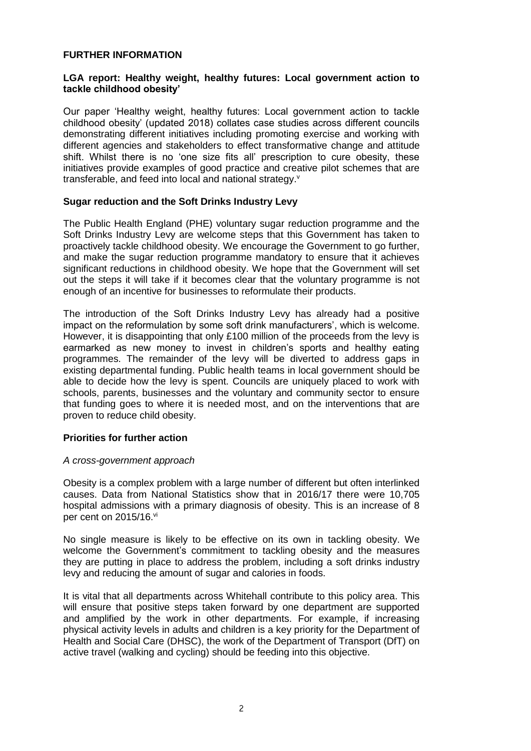## FURTHER INFORMATION

### LGA report: Healthy weight, healthy futures: Local government action to tackle childhood obesity'

Our paper 'Healthy weight, healthy futures: Local government action to tackle childhood obesity' (updated 2018) collates case studies across different councils demonstrating different initiatives including promoting exercise and working with different agencies and stakeholders to effect transformative change and attitude shift. Whilst there is no 'one size fits all' prescription to cure obesity, these initiatives provide examples of good practice and creative pilot schemes that are transferable, and feed into local and national strategy.[v]

### Sugar reduction and the Soft Drinks Industry Levy

The Public Health England (PHE) voluntary sugar reduction programme and the Soft Drinks Industry Levy are welcome steps that this Government has taken to proactively tackle childhood obesity. We encourage the Government to go further, and make the sugar reduction programme mandatory to ensure that it achieves significant reductions in childhood obesity. We hope that the Government will set out the steps it will take if it becomes clear that the voluntary programme is not enough of an incentive for businesses to reformulate their products.

The introduction of the Soft Drinks Industry Levy has already had a positive impact on the reformulation by some soft drink manufacturers', which is welcome. However, it is disappointing that only £100 million of the proceeds from the levy is earmarked as new money to invest in children's sports and healthy eating programmes. The remainder of the levy will be diverted to address gaps in existing departmental funding. Public health teams in local government should be able to decide how the levy is spent. Councils are uniquely placed to work with schools, parents, businesses and the voluntary and community sector to ensure that funding goes to where it is needed most, and on the interventions that are proven to reduce child obesity.

### Priorities for further action

*A cross-government approach*

Obesity is a complex problem with a large number of different but often interlinked causes. Data from National Statistics show that in 2016/17 there were 10,705 hospital admissions with a primary diagnosis of obesity. This is an increase of 8 per cent on 2015/16.[vi]

No single measure is likely to be effective on its own in tackling obesity. We welcome the Government's commitment to tackling obesity and the measures they are putting in place to address the problem, including a soft drinks industry levy and reducing the amount of sugar and calories in foods.

It is vital that all departments across Whitehall contribute to this policy area. This will ensure that positive steps taken forward by one department are supported and amplified by the work in other departments. For example, if increasing physical activity levels in adults and children is a key priority for the Department of Health and Social Care (DHSC), the work of the Department of Transport (DfT) on active travel (walking and cycling) should be feeding into this objective.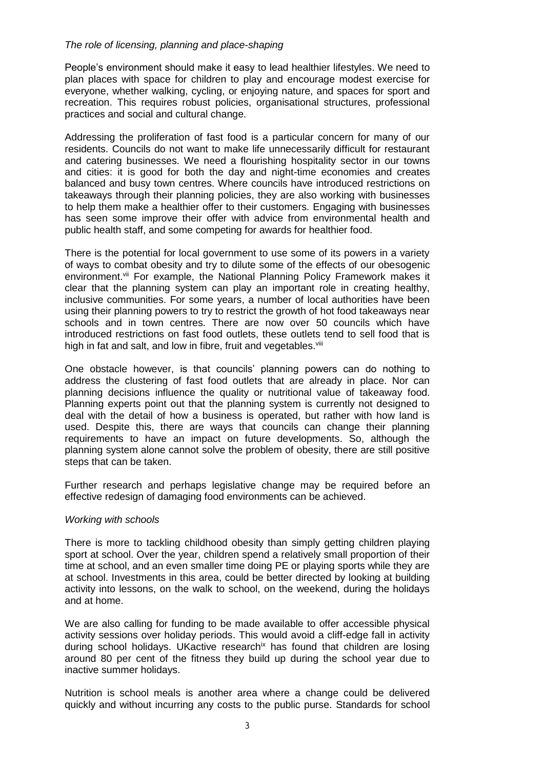*The role of licensing, planning and place-shaping*

People's environment should make it easy to lead healthier lifestyles. We need to plan places with space for children to play and encourage modest exercise for everyone, whether walking, cycling, or enjoying nature, and spaces for sport and recreation. This requires robust policies, organisational structures, professional practices and social and cultural change.

Addressing the proliferation of fast food is a particular concern for many of our residents. Councils do not want to make life unnecessarily difficult for restaurant and catering businesses. We need a flourishing hospitality sector in our towns and cities: it is good for both the day and night-time economies and creates balanced and busy town centres. Where councils have introduced restrictions on takeaways through their planning policies, they are also working with businesses to help them make a healthier offer to their customers. Engaging with businesses has seen some improve their offer with advice from environmental health and public health staff, and some competing for awards for healthier food.

There is the potential for local government to use some of its powers in a variety of ways to combat obesity and try to dilute some of the effects of our obesogenic environment.[vii] For example, the National Planning Policy Framework makes it clear that the planning system can play an important role in creating healthy, inclusive communities. For some years, a number of local authorities have been using their planning powers to try to restrict the growth of hot food takeaways near schools and in town centres. There are now over 50 councils which have introduced restrictions on fast food outlets, these outlets tend to sell food that is high in fat and salt, and low in fibre, fruit and vegetables.[viii]

One obstacle however, is that councils' planning powers can do nothing to address the clustering of fast food outlets that are already in place. Nor can planning decisions influence the quality or nutritional value of takeaway food. Planning experts point out that the planning system is currently not designed to deal with the detail of how a business is operated, but rather with how land is used. Despite this, there are ways that councils can change their planning requirements to have an impact on future developments. So, although the planning system alone cannot solve the problem of obesity, there are still positive steps that can be taken.

Further research and perhaps legislative change may be required before an effective redesign of damaging food environments can be achieved.

*Working with schools*

There is more to tackling childhood obesity than simply getting children playing sport at school. Over the year, children spend a relatively small proportion of their time at school, and an even smaller time doing PE or playing sports while they are at school. Investments in this area, could be better directed by looking at building activity into lessons, on the walk to school, on the weekend, during the holidays and at home.

We are also calling for funding to be made available to offer accessible physical activity sessions over holiday periods. This would avoid a cliff-edge fall in activity during school holidays. UKactive research[ix] has found that children are losing around 80 per cent of the fitness they build up during the school year due to inactive summer holidays.

Nutrition is school meals is another area where a change could be delivered quickly and without incurring any costs to the public purse. Standards for school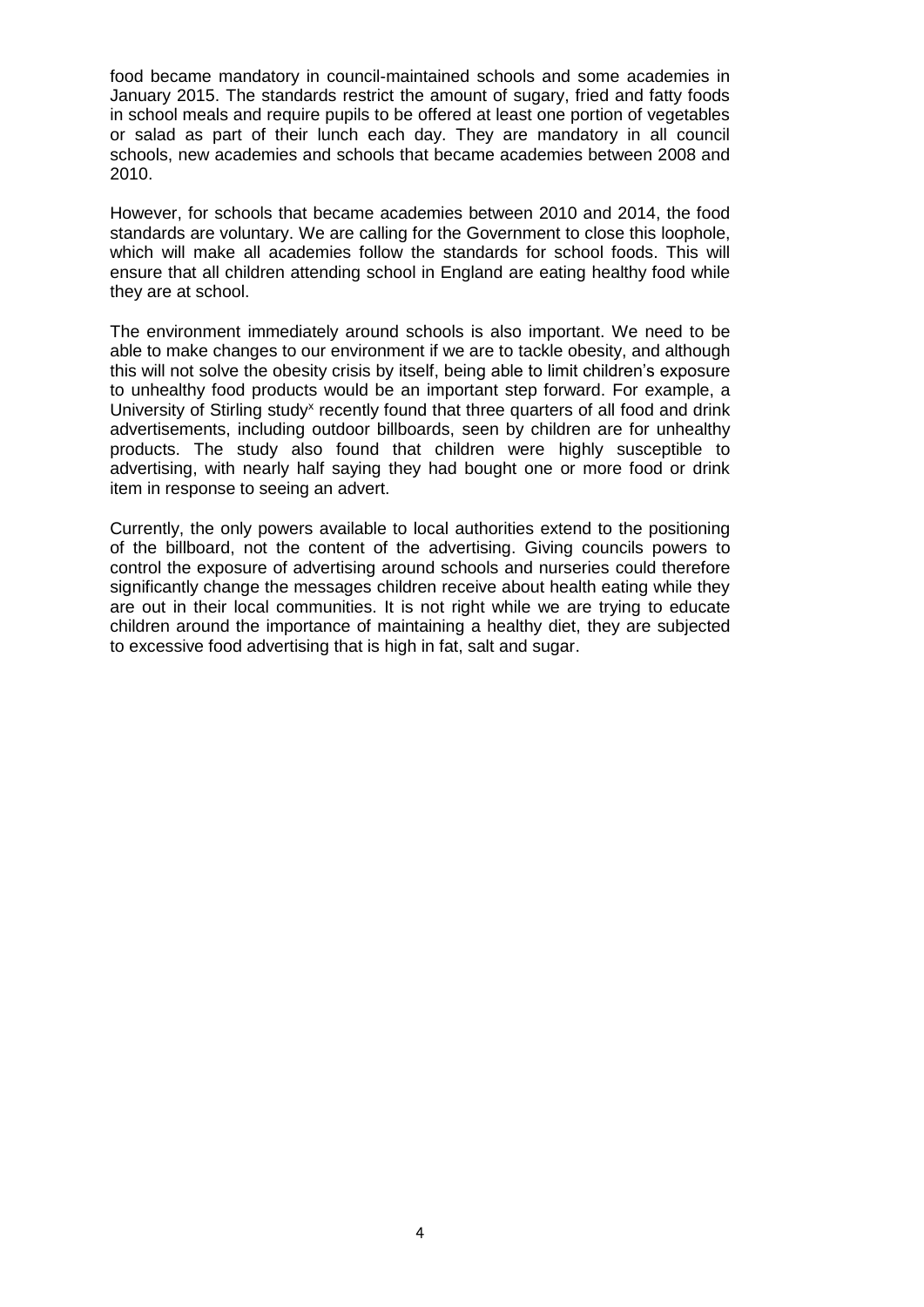food became mandatory in council-maintained schools and some academies in January 2015. The standards restrict the amount of sugary, fried and fatty foods in school meals and require pupils to be offered at least one portion of vegetables or salad as part of their lunch each day. They are mandatory in all council schools, new academies and schools that became academies between 2008 and 2010.

However, for schools that became academies between 2010 and 2014, the food standards are voluntary. We are calling for the Government to close this loophole, which will make all academies follow the standards for school foods. This will ensure that all children attending school in England are eating healthy food while they are at school.

The environment immediately around schools is also important. We need to be able to make changes to our environment if we are to tackle obesity, and although this will not solve the obesity crisis by itself, being able to limit children's exposure to unhealthy food products would be an important step forward. For example, a University of Stirling study[x] recently found that three quarters of all food and drink advertisements, including outdoor billboards, seen by children are for unhealthy products. The study also found that children were highly susceptible to advertising, with nearly half saying they had bought one or more food or drink item in response to seeing an advert.

Currently, the only powers available to local authorities extend to the positioning of the billboard, not the content of the advertising. Giving councils powers to control the exposure of advertising around schools and nurseries could therefore significantly change the messages children receive about health eating while they are out in their local communities. It is not right while we are trying to educate children around the importance of maintaining a healthy diet, they are subjected to excessive food advertising that is high in fat, salt and sugar.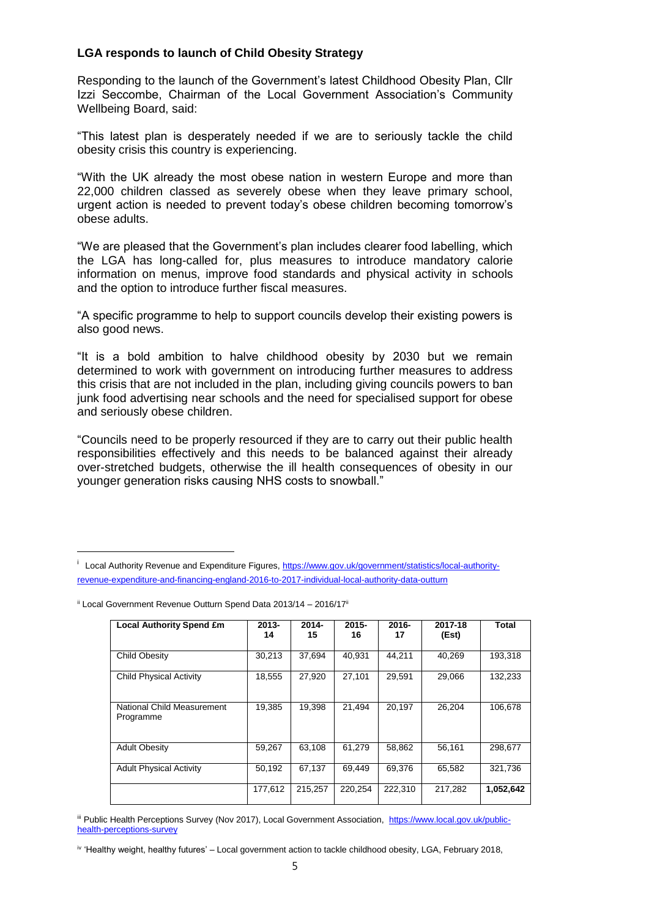**LGA responds to launch of Child Obesity Strategy**

Responding to the launch of the Government's latest Childhood Obesity Plan, Cllr Izzi Seccombe, Chairman of the Local Government Association's Community Wellbeing Board, said:

"This latest plan is desperately needed if we are to seriously tackle the child obesity crisis this country is experiencing.

"With the UK already the most obese nation in western Europe and more than 22,000 children classed as severely obese when they leave primary school, urgent action is needed to prevent today's obese children becoming tomorrow's obese adults.

"We are pleased that the Government's plan includes clearer food labelling, which the LGA has long-called for, plus measures to introduce mandatory calorie information on menus, improve food standards and physical activity in schools and the option to introduce further fiscal measures.

"A specific programme to help to support councils develop their existing powers is also good news.

"It is a bold ambition to halve childhood obesity by 2030 but we remain determined to work with government on introducing further measures to address this crisis that are not included in the plan, including giving councils powers to ban junk food advertising near schools and the need for specialised support for obese and seriously obese children.

"Councils need to be properly resourced if they are to carry out their public health responsibilities effectively and this needs to be balanced against their already over-stretched budgets, otherwise the ill health consequences of obesity in our younger generation risks causing NHS costs to snowball."

---

[i] Local Authority Revenue and Expenditure Figures, https://www.gov.uk/government/statistics/local-authority-revenue-expenditure-and-financing-england-2016-to-2017-individual-local-authority-data-outturn

[ii] Local Government Revenue Outturn Spend Data 2013/14 – 2016/17[ii]

| Local Authority Spend £m | 2013-14 | 2014-15 | 2015-16 | 2016-17 | 2017-18 (Est) | Total |
|---|---|---|---|---|---|---|
| Child Obesity | 30,213 | 37,694 | 40,931 | 44,211 | 40,269 | 193,318 |
| Child Physical Activity | 18,555 | 27,920 | 27,101 | 29,591 | 29,066 | 132,233 |
| National Child Measurement Programme | 19,385 | 19,398 | 21,494 | 20,197 | 26,204 | 106,678 |
| Adult Obesity | 59,267 | 63,108 | 61,279 | 58,862 | 56,161 | 298,677 |
| Adult Physical Activity | 50,192 | 67,137 | 69,449 | 69,376 | 65,582 | 321,736 |
| | 177,612 | 215,257 | 220,254 | 222,310 | 217,282 | **1,052,642** |

[iii] Public Health Perceptions Survey (Nov 2017), Local Government Association, https://www.local.gov.uk/public-health-perceptions-survey

[iv] 'Healthy weight, healthy futures' – Local government action to tackle childhood obesity, LGA, February 2018,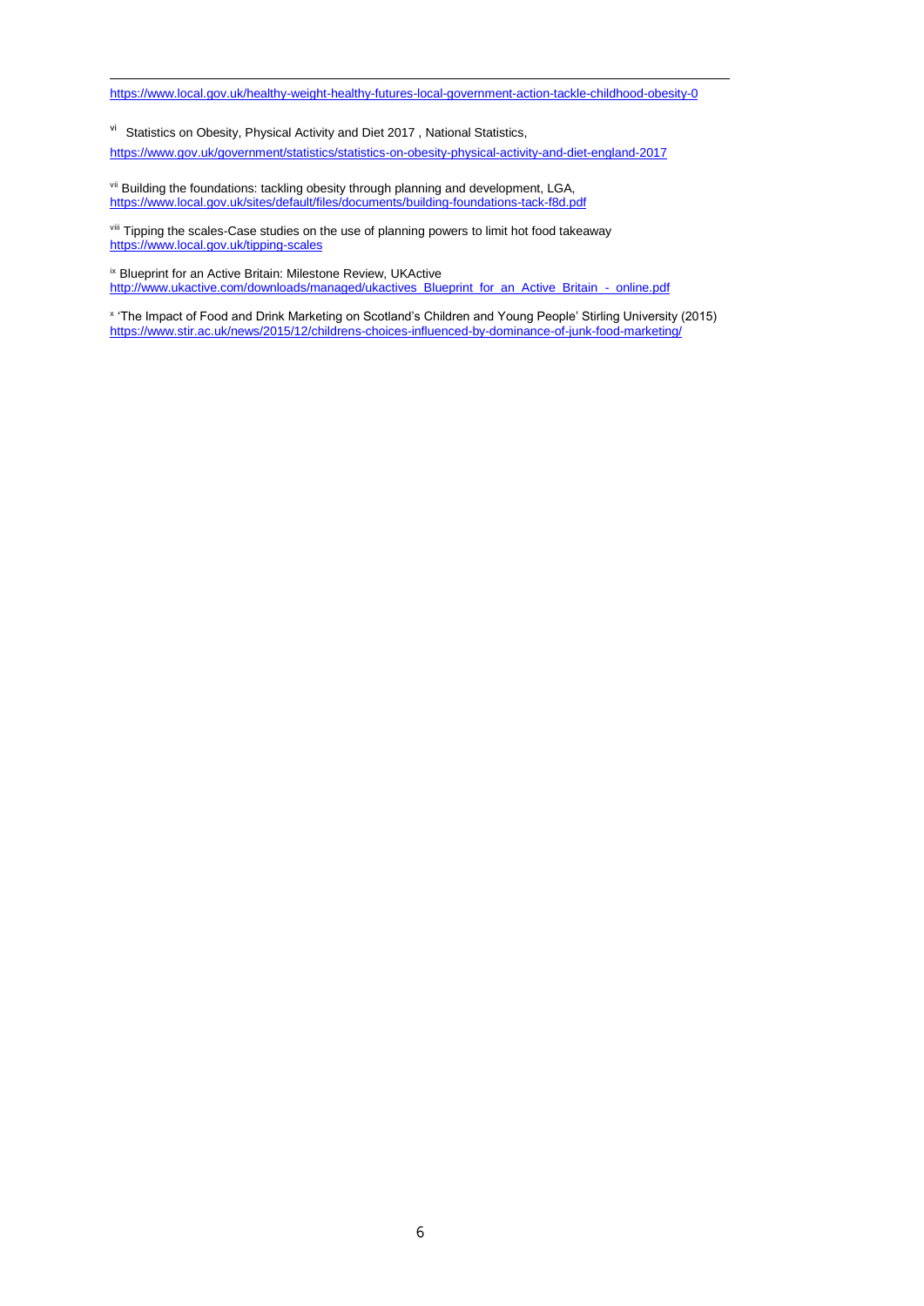https://www.local.gov.uk/healthy-weight-healthy-futures-local-government-action-tackle-childhood-obesity-0

[vi] Statistics on Obesity, Physical Activity and Diet 2017 , National Statistics,
https://www.gov.uk/government/statistics/statistics-on-obesity-physical-activity-and-diet-england-2017

[vii] Building the foundations: tackling obesity through planning and development, LGA,
https://www.local.gov.uk/sites/default/files/documents/building-foundations-tack-f8d.pdf

[viii] Tipping the scales-Case studies on the use of planning powers to limit hot food takeaway
https://www.local.gov.uk/tipping-scales

[ix] Blueprint for an Active Britain: Milestone Review, UKActive
http://www.ukactive.com/downloads/managed/ukactives_Blueprint_for_an_Active_Britain_-_online.pdf

[x] 'The Impact of Food and Drink Marketing on Scotland's Children and Young People' Stirling University (2015)
https://www.stir.ac.uk/news/2015/12/childrens-choices-influenced-by-dominance-of-junk-food-marketing/